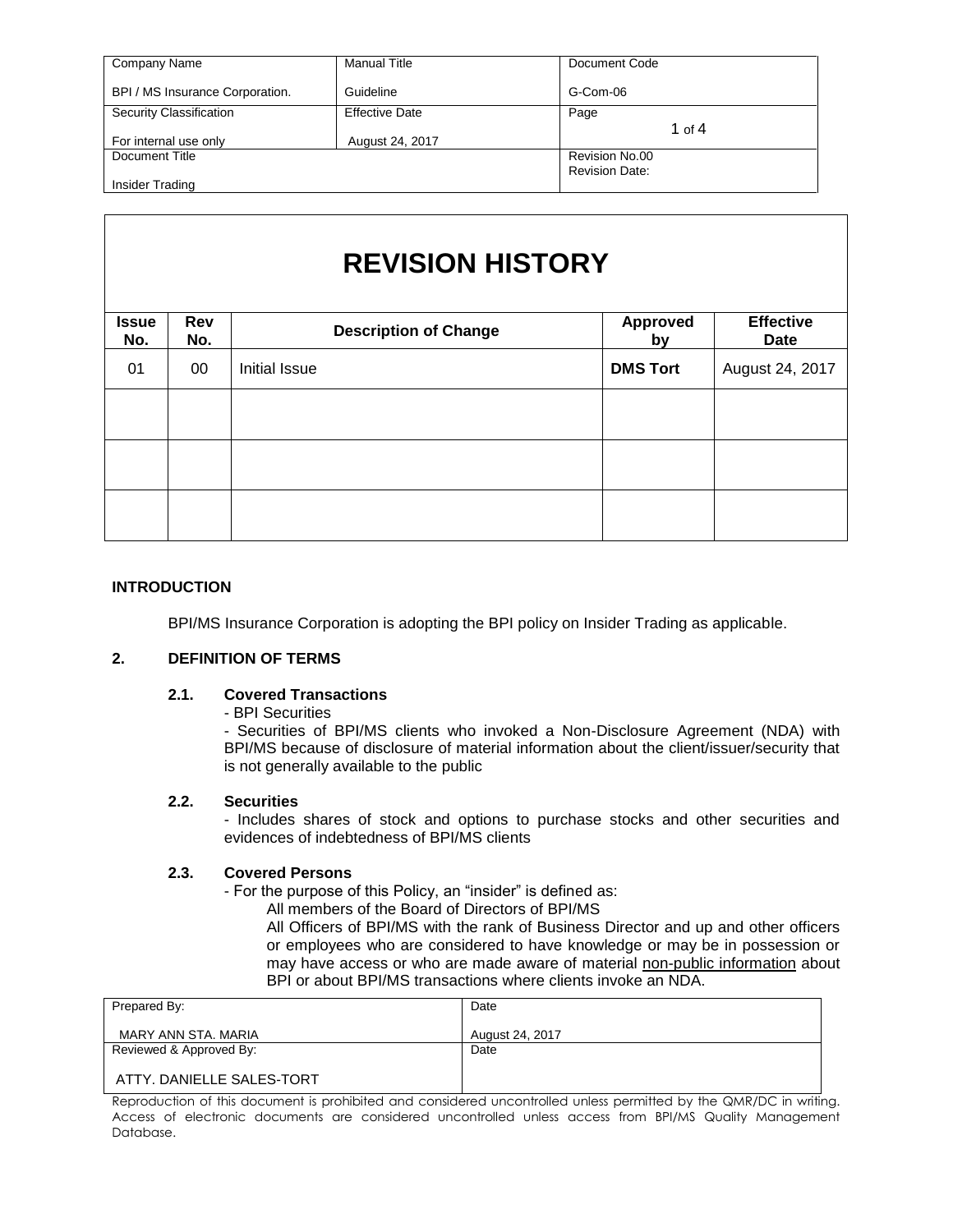| Company Name | Manual Title | Document Code |
|---|---|---|
| BPI / MS Insurance Corporation. | Guideline | G-Com-06 |
| Security Classification | Effective Date | Page |
| For internal use only | August 24, 2017 | 1 of 4 |
| Document Title | | Revision No.00 |
| Insider Trading | | Revision Date: |

# REVISION HISTORY

| Issue No. | Rev No. | Description of Change | Approved by | Effective Date |
|---|---|---|---|---|
| 01 | 00 | Initial Issue | **DMS Tort** | August 24, 2017 |
| | | | | |
| | | | | |
| | | | | |

## INTRODUCTION

BPI/MS Insurance Corporation is adopting the BPI policy on Insider Trading as applicable.

## 2. DEFINITION OF TERMS

### 2.1. Covered Transactions

- BPI Securities
- Securities of BPI/MS clients who invoked a Non-Disclosure Agreement (NDA) with BPI/MS because of disclosure of material information about the client/issuer/security that is not generally available to the public

### 2.2. Securities

- Includes shares of stock and options to purchase stocks and other securities and evidences of indebtedness of BPI/MS clients

### 2.3. Covered Persons

- For the purpose of this Policy, an "insider" is defined as:

  All members of the Board of Directors of BPI/MS

  All Officers of BPI/MS with the rank of Business Director and up and other officers or employees who are considered to have knowledge or may be in possession or may have access or who are made aware of material non-public information about BPI or about BPI/MS transactions where clients invoke an NDA.

| Prepared By: | Date |
|---|---|
| MARY ANN STA. MARIA | August 24, 2017 |
| Reviewed & Approved By: | Date |
| ATTY. DANIELLE SALES-TORT | |

Reproduction of this document is prohibited and considered uncontrolled unless permitted by the QMR/DC in writing. Access of electronic documents are considered uncontrolled unless access from BPI/MS Quality Management Database.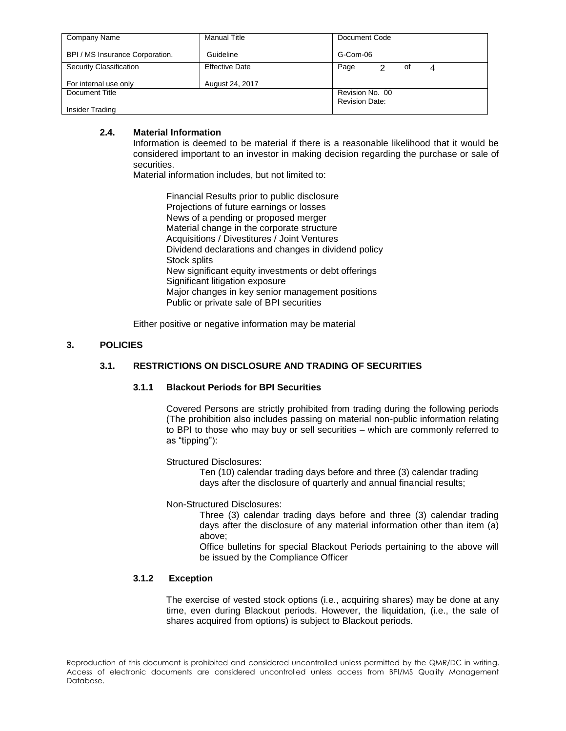### 2.4. Material Information

Information is deemed to be material if there is a reasonable likelihood that it would be considered important to an investor in making decision regarding the purchase or sale of securities.

Material information includes, but not limited to:

- Financial Results prior to public disclosure
- Projections of future earnings or losses
- News of a pending or proposed merger
- Material change in the corporate structure
- Acquisitions / Divestitures / Joint Ventures
- Dividend declarations and changes in dividend policy
- Stock splits
- New significant equity investments or debt offerings
- Significant litigation exposure
- Major changes in key senior management positions
- Public or private sale of BPI securities

Either positive or negative information may be material

## 3. POLICIES

### 3.1. RESTRICTIONS ON DISCLOSURE AND TRADING OF SECURITIES

#### 3.1.1 Blackout Periods for BPI Securities

Covered Persons are strictly prohibited from trading during the following periods (The prohibition also includes passing on material non-public information relating to BPI to those who may buy or sell securities – which are commonly referred to as "tipping"):

Structured Disclosures:

Ten (10) calendar trading days before and three (3) calendar trading days after the disclosure of quarterly and annual financial results;

Non-Structured Disclosures:

Three (3) calendar trading days before and three (3) calendar trading days after the disclosure of any material information other than item (a) above;

Office bulletins for special Blackout Periods pertaining to the above will be issued by the Compliance Officer

#### 3.1.2 Exception

The exercise of vested stock options (i.e., acquiring shares) may be done at any time, even during Blackout periods. However, the liquidation, (i.e., the sale of shares acquired from options) is subject to Blackout periods.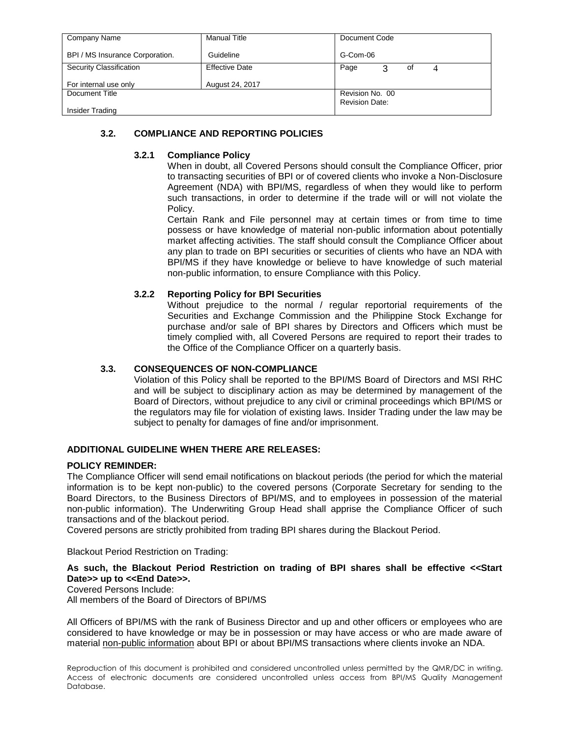### 3.2. COMPLIANCE AND REPORTING POLICIES

#### 3.2.1 Compliance Policy

When in doubt, all Covered Persons should consult the Compliance Officer, prior to transacting securities of BPI or of covered clients who invoke a Non-Disclosure Agreement (NDA) with BPI/MS, regardless of when they would like to perform such transactions, in order to determine if the trade will or will not violate the Policy.

Certain Rank and File personnel may at certain times or from time to time possess or have knowledge of material non-public information about potentially market affecting activities. The staff should consult the Compliance Officer about any plan to trade on BPI securities or securities of clients who have an NDA with BPI/MS if they have knowledge or believe to have knowledge of such material non-public information, to ensure Compliance with this Policy.

#### 3.2.2 Reporting Policy for BPI Securities

Without prejudice to the normal / regular reportorial requirements of the Securities and Exchange Commission and the Philippine Stock Exchange for purchase and/or sale of BPI shares by Directors and Officers which must be timely complied with, all Covered Persons are required to report their trades to the Office of the Compliance Officer on a quarterly basis.

### 3.3. CONSEQUENCES OF NON-COMPLIANCE

Violation of this Policy shall be reported to the BPI/MS Board of Directors and MSI RHC and will be subject to disciplinary action as may be determined by management of the Board of Directors, without prejudice to any civil or criminal proceedings which BPI/MS or the regulators may file for violation of existing laws. Insider Trading under the law may be subject to penalty for damages of fine and/or imprisonment.

**ADDITIONAL GUIDELINE WHEN THERE ARE RELEASES:**

**POLICY REMINDER:**

The Compliance Officer will send email notifications on blackout periods (the period for which the material information is to be kept non-public) to the covered persons (Corporate Secretary for sending to the Board Directors, to the Business Directors of BPI/MS, and to employees in possession of the material non-public information). The Underwriting Group Head shall apprise the Compliance Officer of such transactions and of the blackout period.

Covered persons are strictly prohibited from trading BPI shares during the Blackout Period.

Blackout Period Restriction on Trading:

**As such, the Blackout Period Restriction on trading of BPI shares shall be effective <<Start Date>> up to <<End Date>>.**

Covered Persons Include:

All members of the Board of Directors of BPI/MS

All Officers of BPI/MS with the rank of Business Director and up and other officers or employees who are considered to have knowledge or may be in possession or may have access or who are made aware of material non-public information about BPI or about BPI/MS transactions where clients invoke an NDA.

Reproduction of this document is prohibited and considered uncontrolled unless permitted by the QMR/DC in writing. Access of electronic documents are considered uncontrolled unless access from BPI/MS Quality Management Database.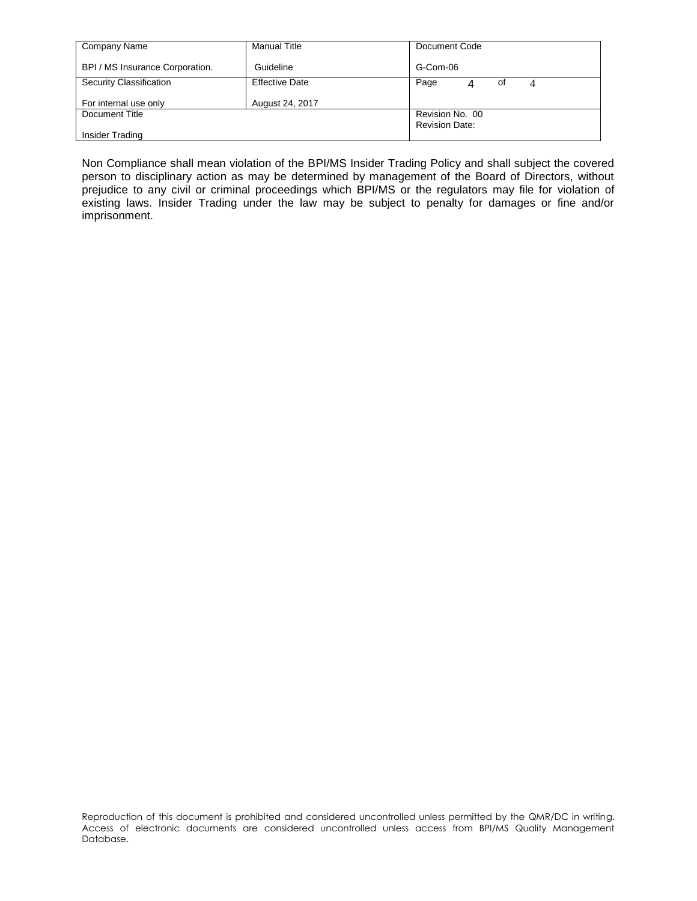Non Compliance shall mean violation of the BPI/MS Insider Trading Policy and shall subject the covered person to disciplinary action as may be determined by management of the Board of Directors, without prejudice to any civil or criminal proceedings which BPI/MS or the regulators may file for violation of existing laws. Insider Trading under the law may be subject to penalty for damages or fine and/or imprisonment.